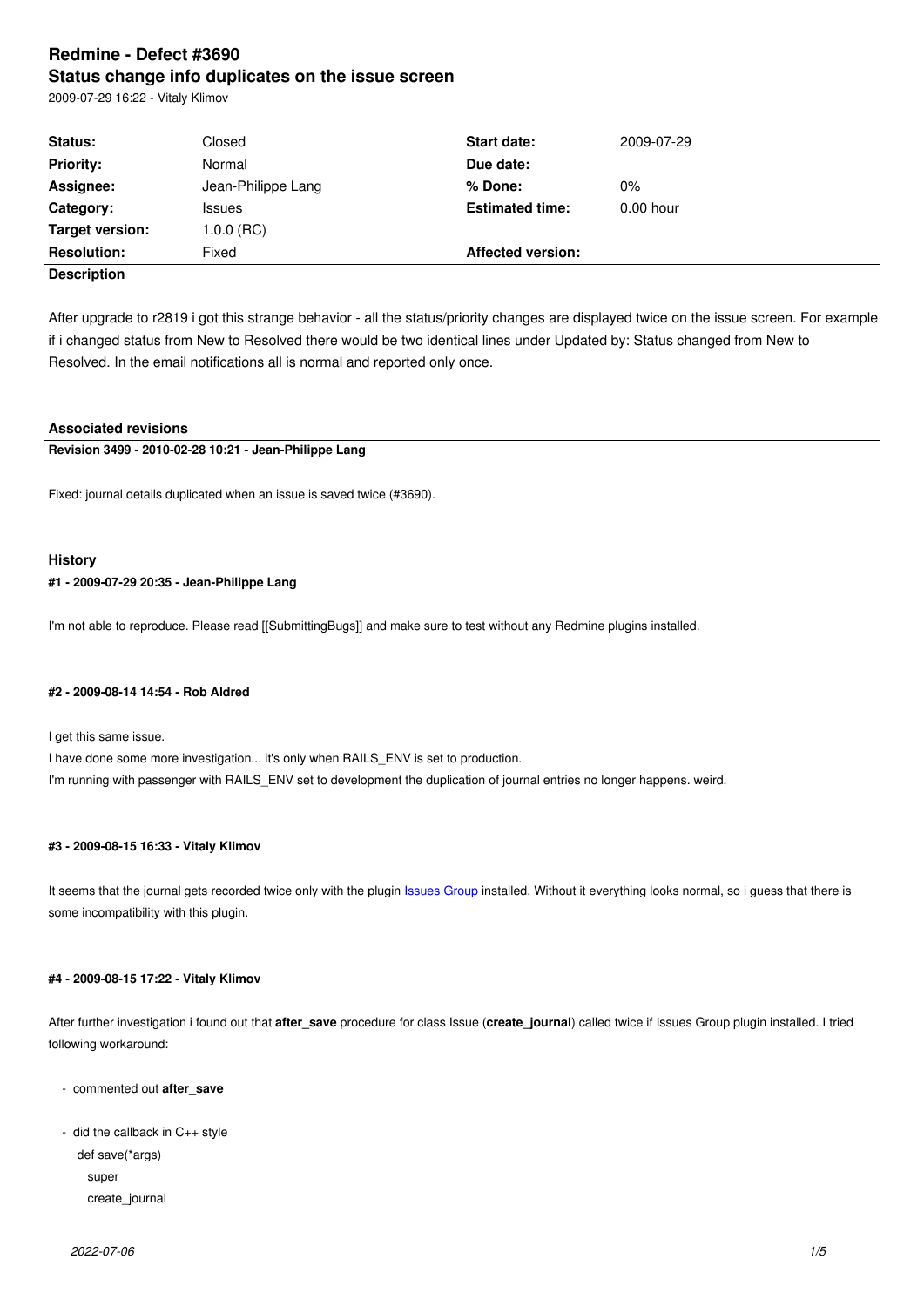# Redmine - Defect #3690

## Status change info duplicates on the issue screen

2009-07-29 16:22 - Vitaly Klimov

| Status: | Closed | Start date: | 2009-07-29 |
| --- | --- | --- | --- |
| Priority: | Normal | Due date: | |
| Assignee: | Jean-Philippe Lang | % Done: | 0% |
| Category: | Issues | Estimated time: | 0.00 hour |
| Target version: | 1.0.0 (RC) | | |
| Resolution: | Fixed | Affected version: | |

**Description**

After upgrade to r2819 i got this strange behavior - all the status/priority changes are displayed twice on the issue screen. For example if i changed status from New to Resolved there would be two identical lines under Updated by: Status changed from New to Resolved. In the email notifications all is normal and reported only once.

### Associated revisions

**Revision 3499 - 2010-02-28 10:21 - Jean-Philippe Lang**

Fixed: journal details duplicated when an issue is saved twice (#3690).

### History

**#1 - 2009-07-29 20:35 - Jean-Philippe Lang**

I'm not able to reproduce. Please read [[SubmittingBugs]] and make sure to test without any Redmine plugins installed.

**#2 - 2009-08-14 14:54 - Rob Aldred**

I get this same issue.
I have done some more investigation... it's only when RAILS_ENV is set to production.
I'm running with passenger with RAILS_ENV set to development the duplication of journal entries no longer happens. weird.

**#3 - 2009-08-15 16:33 - Vitaly Klimov**

It seems that the journal gets recorded twice only with the plugin Issues Group installed. Without it everything looks normal, so i guess that there is some incompatibility with this plugin.

**#4 - 2009-08-15 17:22 - Vitaly Klimov**

After further investigation i found out that **after_save** procedure for class Issue (**create_journal**) called twice if Issues Group plugin installed. I tried following workaround:

- commented out **after_save**

- did the callback in C++ style

```
def save(*args)
  super
  create_journal
```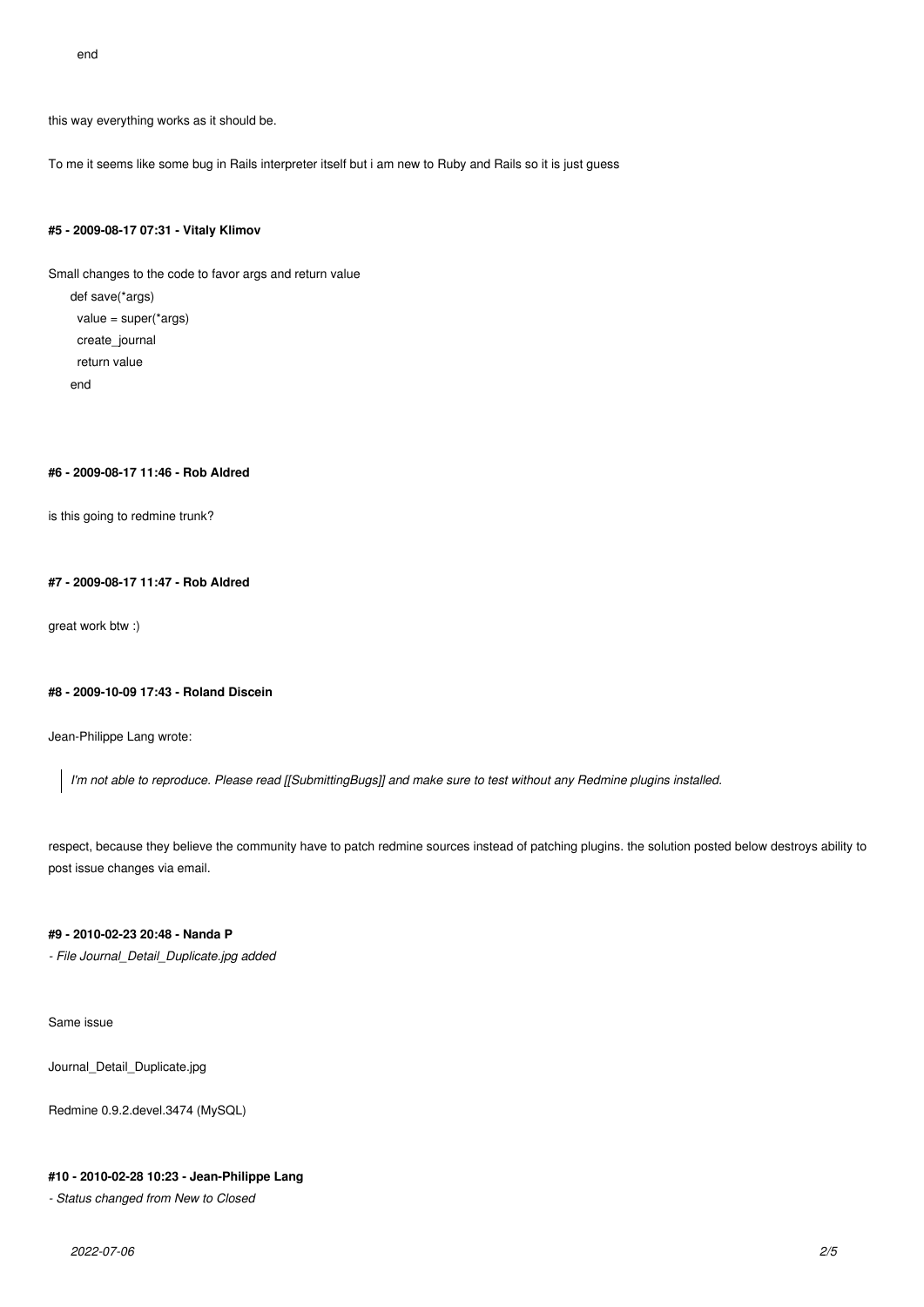```
end
```

this way everything works as it should be.

To me it seems like some bug in Rails interpreter itself but i am new to Ruby and Rails so it is just guess

#### #5 - 2009-08-17 07:31 - Vitaly Klimov

Small changes to the code to favor args and return value

```
def save(*args)
  value = super(*args)
  create_journal
  return value
end
```

#### #6 - 2009-08-17 11:46 - Rob Aldred

is this going to redmine trunk?

#### #7 - 2009-08-17 11:47 - Rob Aldred

great work btw :)

#### #8 - 2009-10-09 17:43 - Roland Discein

Jean-Philippe Lang wrote:

> *I'm not able to reproduce. Please read [[SubmittingBugs]] and make sure to test without any Redmine plugins installed.*

respect, because they believe the community have to patch redmine sources instead of patching plugins. the solution posted below destroys ability to post issue changes via email.

#### #9 - 2010-02-23 20:48 - Nanda P

*- File Journal_Detail_Duplicate.jpg added*

Same issue

Journal_Detail_Duplicate.jpg

Redmine 0.9.2.devel.3474 (MySQL)

#### #10 - 2010-02-28 10:23 - Jean-Philippe Lang

*- Status changed from New to Closed*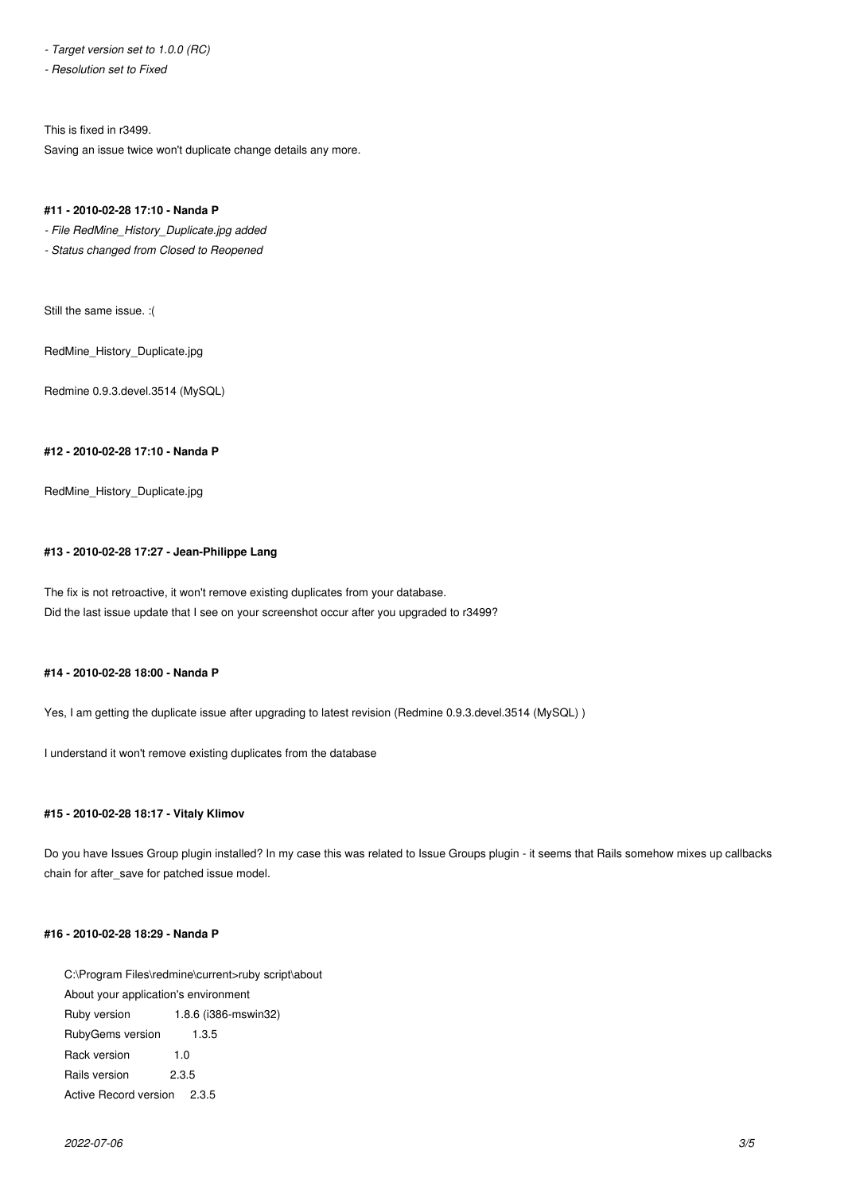*- Target version set to 1.0.0 (RC)*

*- Resolution set to Fixed*

This is fixed in r3499.
Saving an issue twice won't duplicate change details any more.

#### **#11 - 2010-02-28 17:10 - Nanda P**

*- File RedMine_History_Duplicate.jpg added*

*- Status changed from Closed to Reopened*

Still the same issue. :(

RedMine_History_Duplicate.jpg

Redmine 0.9.3.devel.3514 (MySQL)

#### **#12 - 2010-02-28 17:10 - Nanda P**

RedMine_History_Duplicate.jpg

#### **#13 - 2010-02-28 17:27 - Jean-Philippe Lang**

The fix is not retroactive, it won't remove existing duplicates from your database.
Did the last issue update that I see on your screenshot occur after you upgraded to r3499?

#### **#14 - 2010-02-28 18:00 - Nanda P**

Yes, I am getting the duplicate issue after upgrading to latest revision (Redmine 0.9.3.devel.3514 (MySQL) )

I understand it won't remove existing duplicates from the database

#### **#15 - 2010-02-28 18:17 - Vitaly Klimov**

Do you have Issues Group plugin installed? In my case this was related to Issue Groups plugin - it seems that Rails somehow mixes up callbacks chain for after_save for patched issue model.

#### **#16 - 2010-02-28 18:29 - Nanda P**

```
C:\Program Files\redmine\current>ruby script\about
About your application's environment
Ruby version              1.8.6 (i386-mswin32)
RubyGems version          1.3.5
Rack version              1.0
Rails version             2.3.5
Active Record version     2.3.5
```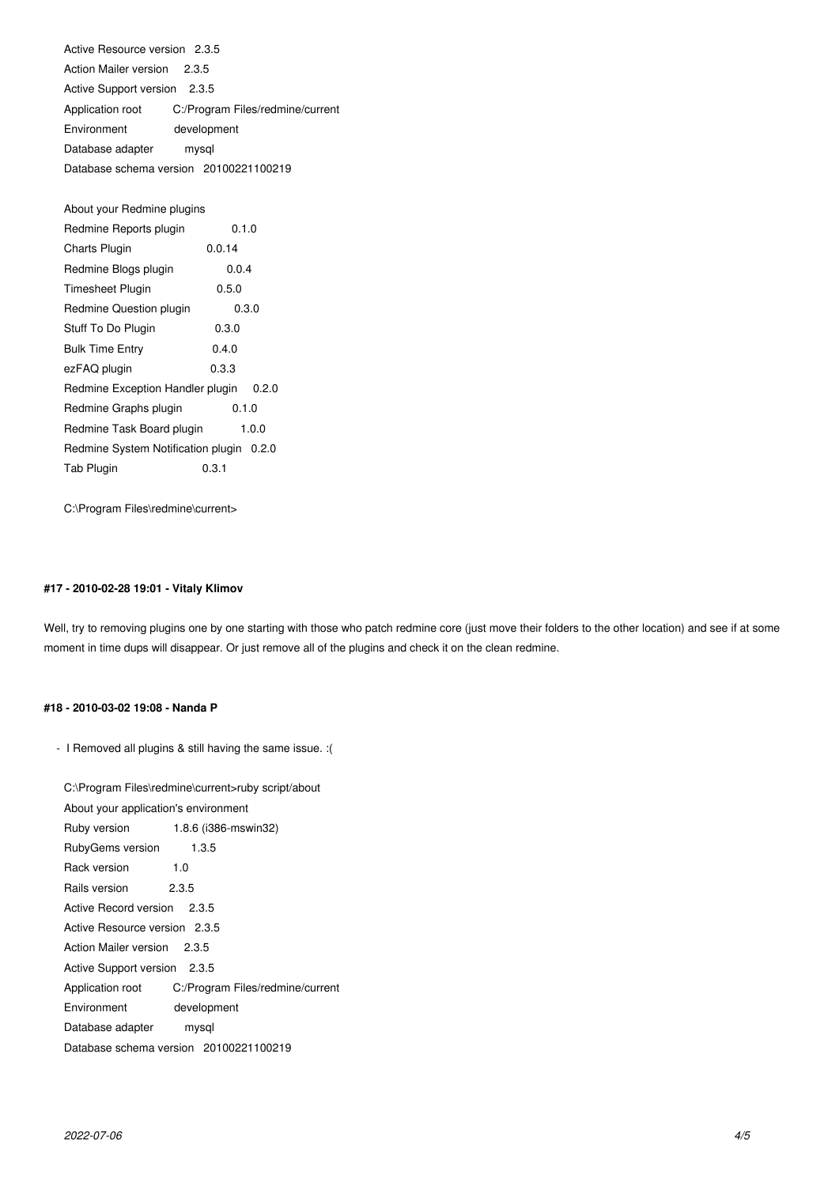```
Active Resource version   2.3.5
Action Mailer version     2.3.5
Active Support version    2.3.5
Application root          C:/Program Files/redmine/current
Environment               development
Database adapter          mysql
Database schema version   20100221100219

About your Redmine plugins
Redmine Reports plugin                  0.1.0
Charts Plugin                           0.0.14
Redmine Blogs plugin                    0.0.4
Timesheet Plugin                        0.5.0
Redmine Question plugin                 0.3.0
Stuff To Do Plugin                      0.3.0
Bulk Time Entry                         0.4.0
ezFAQ plugin                            0.3.3
Redmine Exception Handler plugin        0.2.0
Redmine Graphs plugin                   0.1.0
Redmine Task Board plugin               1.0.0
Redmine System Notification plugin      0.2.0
Tab Plugin                              0.3.1

C:\Program Files\redmine\current>
```

#### #17 - 2010-02-28 19:01 - Vitaly Klimov

Well, try to removing plugins one by one starting with those who patch redmine core (just move their folders to the other location) and see if at some moment in time dups will disappear. Or just remove all of the plugins and check it on the clean redmine.

#### #18 - 2010-03-02 19:08 - Nanda P

- I Removed all plugins & still having the same issue. :(

```
C:\Program Files\redmine\current>ruby script/about
About your application's environment
Ruby version              1.8.6 (i386-mswin32)
RubyGems version          1.3.5
Rack version              1.0
Rails version             2.3.5
Active Record version     2.3.5
Active Resource version   2.3.5
Action Mailer version     2.3.5
Active Support version    2.3.5
Application root          C:/Program Files/redmine/current
Environment               development
Database adapter          mysql
Database schema version   20100221100219
```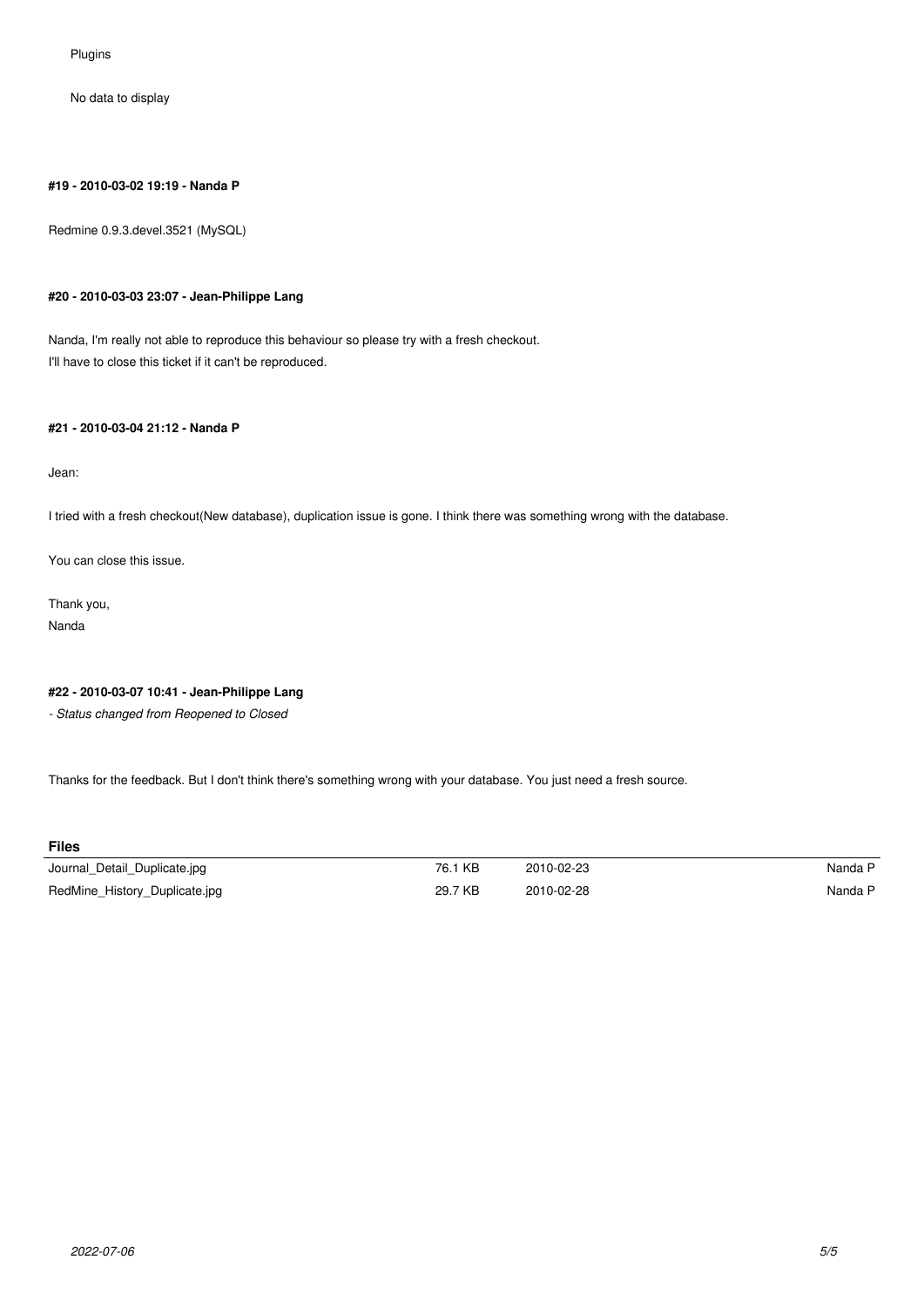Plugins

No data to display

#### #19 - 2010-03-02 19:19 - Nanda P

Redmine 0.9.3.devel.3521 (MySQL)

#### #20 - 2010-03-03 23:07 - Jean-Philippe Lang

Nanda, I'm really not able to reproduce this behaviour so please try with a fresh checkout.
I'll have to close this ticket if it can't be reproduced.

#### #21 - 2010-03-04 21:12 - Nanda P

Jean:

I tried with a fresh checkout(New database), duplication issue is gone. I think there was something wrong with the database.

You can close this issue.

Thank you,
Nanda

#### #22 - 2010-03-07 10:41 - Jean-Philippe Lang

*- Status changed from Reopened to Closed*

Thanks for the feedback. But I don't think there's something wrong with your database. You just need a fresh source.

### Files

| | | | |
|---|---|---|---|
| Journal_Detail_Duplicate.jpg | 76.1 KB | 2010-02-23 | Nanda P |
| RedMine_History_Duplicate.jpg | 29.7 KB | 2010-02-28 | Nanda P |